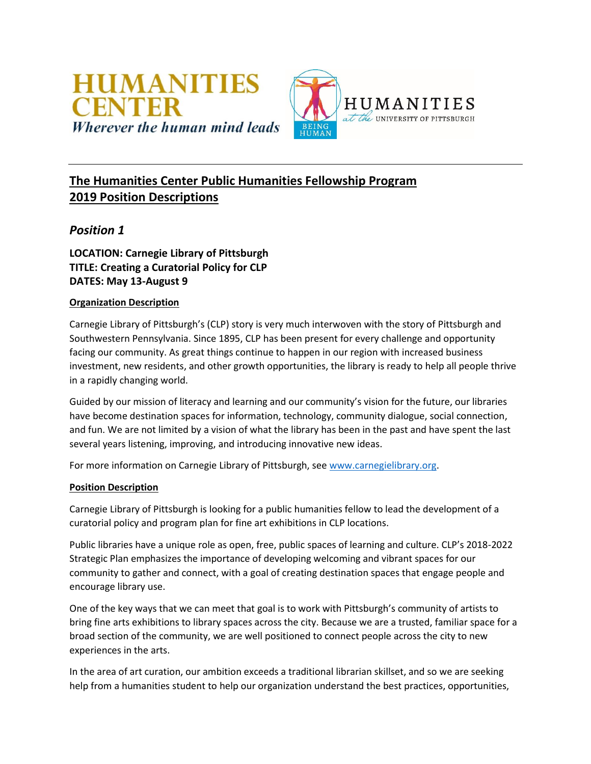HUMANITIES CENTER
*Wherever the human mind leads*

BEING HUMAN — HUMANITIES *at the* UNIVERSITY OF PITTSBURGH

---

# The Humanities Center Public Humanities Fellowship Program
# 2019 Position Descriptions

## *Position 1*

**LOCATION: Carnegie Library of Pittsburgh**
**TITLE: Creating a Curatorial Policy for CLP**
**DATES: May 13-August 9**

### Organization Description

Carnegie Library of Pittsburgh's (CLP) story is very much interwoven with the story of Pittsburgh and Southwestern Pennsylvania. Since 1895, CLP has been present for every challenge and opportunity facing our community. As great things continue to happen in our region with increased business investment, new residents, and other growth opportunities, the library is ready to help all people thrive in a rapidly changing world.

Guided by our mission of literacy and learning and our community's vision for the future, our libraries have become destination spaces for information, technology, community dialogue, social connection, and fun. We are not limited by a vision of what the library has been in the past and have spent the last several years listening, improving, and introducing innovative new ideas.

For more information on Carnegie Library of Pittsburgh, see www.carnegielibrary.org.

### Position Description

Carnegie Library of Pittsburgh is looking for a public humanities fellow to lead the development of a curatorial policy and program plan for fine art exhibitions in CLP locations.

Public libraries have a unique role as open, free, public spaces of learning and culture. CLP's 2018-2022 Strategic Plan emphasizes the importance of developing welcoming and vibrant spaces for our community to gather and connect, with a goal of creating destination spaces that engage people and encourage library use.

One of the key ways that we can meet that goal is to work with Pittsburgh's community of artists to bring fine arts exhibitions to library spaces across the city. Because we are a trusted, familiar space for a broad section of the community, we are well positioned to connect people across the city to new experiences in the arts.

In the area of art curation, our ambition exceeds a traditional librarian skillset, and so we are seeking help from a humanities student to help our organization understand the best practices, opportunities,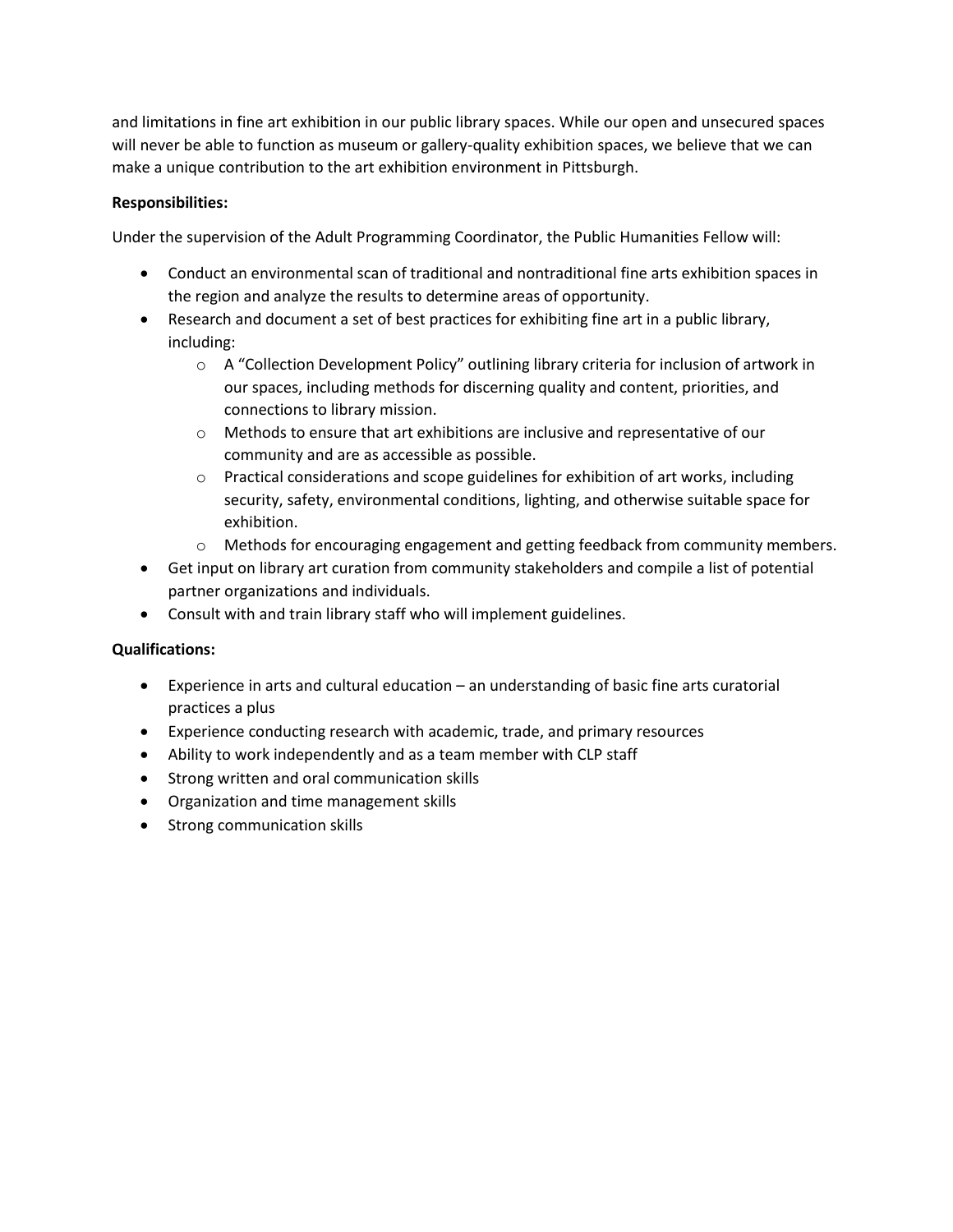and limitations in fine art exhibition in our public library spaces. While our open and unsecured spaces will never be able to function as museum or gallery-quality exhibition spaces, we believe that we can make a unique contribution to the art exhibition environment in Pittsburgh.

**Responsibilities:**

Under the supervision of the Adult Programming Coordinator, the Public Humanities Fellow will:

- Conduct an environmental scan of traditional and nontraditional fine arts exhibition spaces in the region and analyze the results to determine areas of opportunity.
- Research and document a set of best practices for exhibiting fine art in a public library, including:
  - A "Collection Development Policy" outlining library criteria for inclusion of artwork in our spaces, including methods for discerning quality and content, priorities, and connections to library mission.
  - Methods to ensure that art exhibitions are inclusive and representative of our community and are as accessible as possible.
  - Practical considerations and scope guidelines for exhibition of art works, including security, safety, environmental conditions, lighting, and otherwise suitable space for exhibition.
  - Methods for encouraging engagement and getting feedback from community members.
- Get input on library art curation from community stakeholders and compile a list of potential partner organizations and individuals.
- Consult with and train library staff who will implement guidelines.

**Qualifications:**

- Experience in arts and cultural education – an understanding of basic fine arts curatorial practices a plus
- Experience conducting research with academic, trade, and primary resources
- Ability to work independently and as a team member with CLP staff
- Strong written and oral communication skills
- Organization and time management skills
- Strong communication skills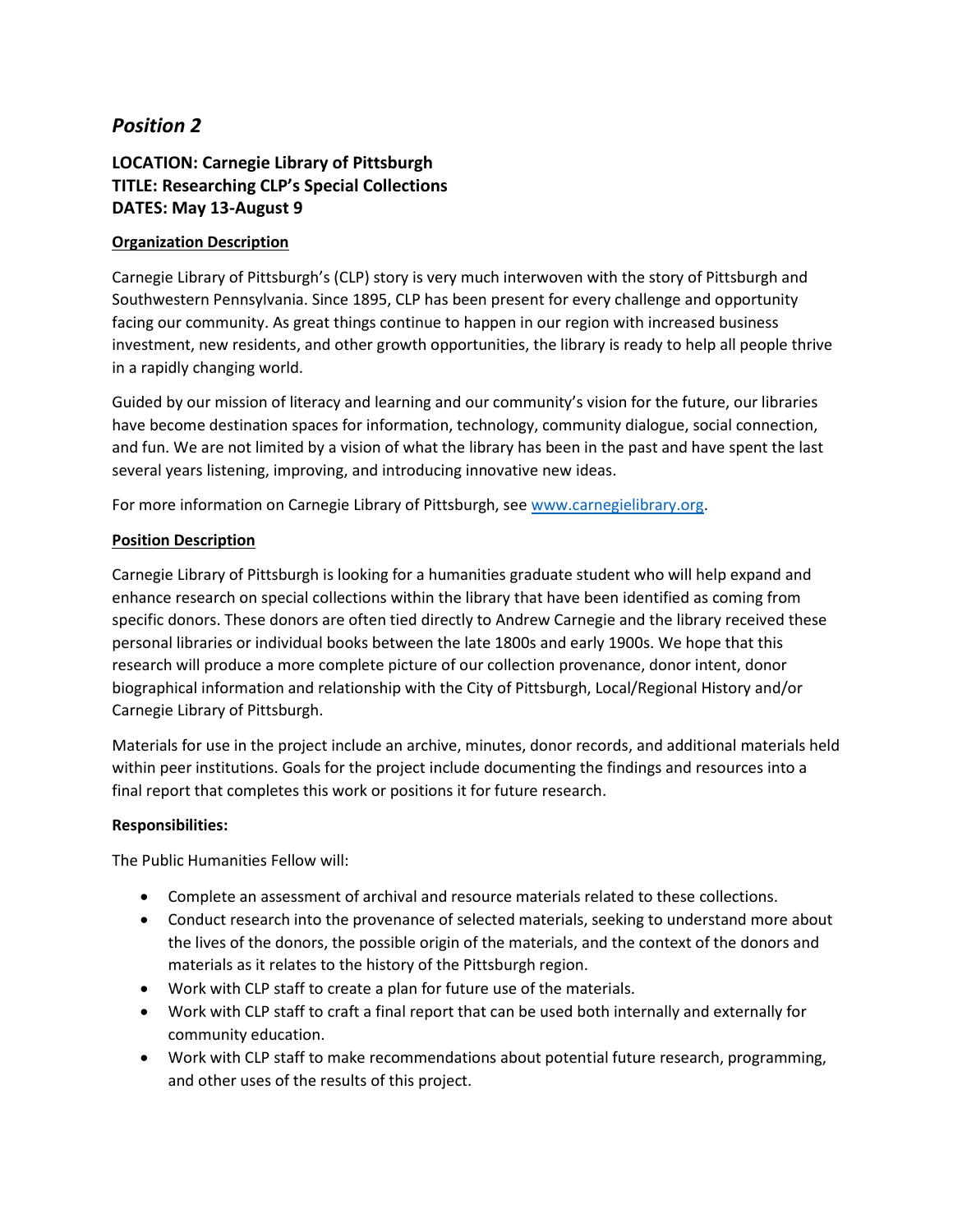## *Position 2*

**LOCATION: Carnegie Library of Pittsburgh**
**TITLE: Researching CLP's Special Collections**
**DATES: May 13-August 9**

**Organization Description**

Carnegie Library of Pittsburgh's (CLP) story is very much interwoven with the story of Pittsburgh and Southwestern Pennsylvania. Since 1895, CLP has been present for every challenge and opportunity facing our community. As great things continue to happen in our region with increased business investment, new residents, and other growth opportunities, the library is ready to help all people thrive in a rapidly changing world.

Guided by our mission of literacy and learning and our community's vision for the future, our libraries have become destination spaces for information, technology, community dialogue, social connection, and fun. We are not limited by a vision of what the library has been in the past and have spent the last several years listening, improving, and introducing innovative new ideas.

For more information on Carnegie Library of Pittsburgh, see [www.carnegielibrary.org](www.carnegielibrary.org).

**Position Description**

Carnegie Library of Pittsburgh is looking for a humanities graduate student who will help expand and enhance research on special collections within the library that have been identified as coming from specific donors. These donors are often tied directly to Andrew Carnegie and the library received these personal libraries or individual books between the late 1800s and early 1900s. We hope that this research will produce a more complete picture of our collection provenance, donor intent, donor biographical information and relationship with the City of Pittsburgh, Local/Regional History and/or Carnegie Library of Pittsburgh.

Materials for use in the project include an archive, minutes, donor records, and additional materials held within peer institutions. Goals for the project include documenting the findings and resources into a final report that completes this work or positions it for future research.

**Responsibilities:**

The Public Humanities Fellow will:

- Complete an assessment of archival and resource materials related to these collections.
- Conduct research into the provenance of selected materials, seeking to understand more about the lives of the donors, the possible origin of the materials, and the context of the donors and materials as it relates to the history of the Pittsburgh region.
- Work with CLP staff to create a plan for future use of the materials.
- Work with CLP staff to craft a final report that can be used both internally and externally for community education.
- Work with CLP staff to make recommendations about potential future research, programming, and other uses of the results of this project.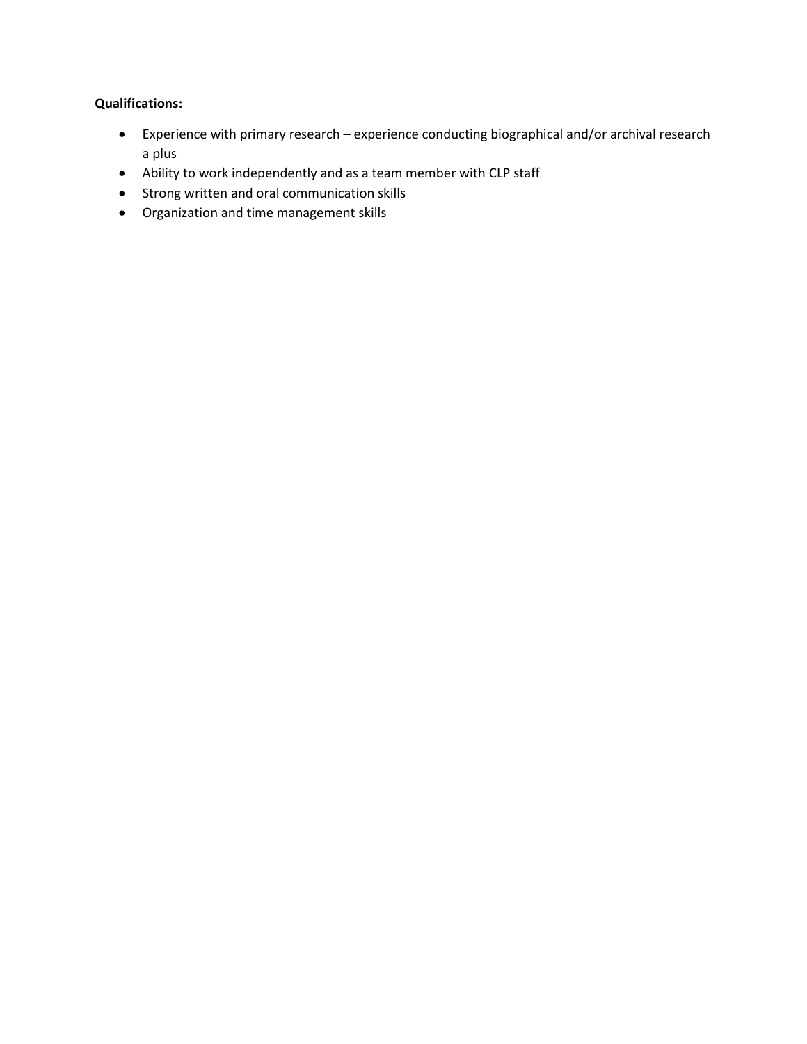**Qualifications:**

- Experience with primary research – experience conducting biographical and/or archival research a plus
- Ability to work independently and as a team member with CLP staff
- Strong written and oral communication skills
- Organization and time management skills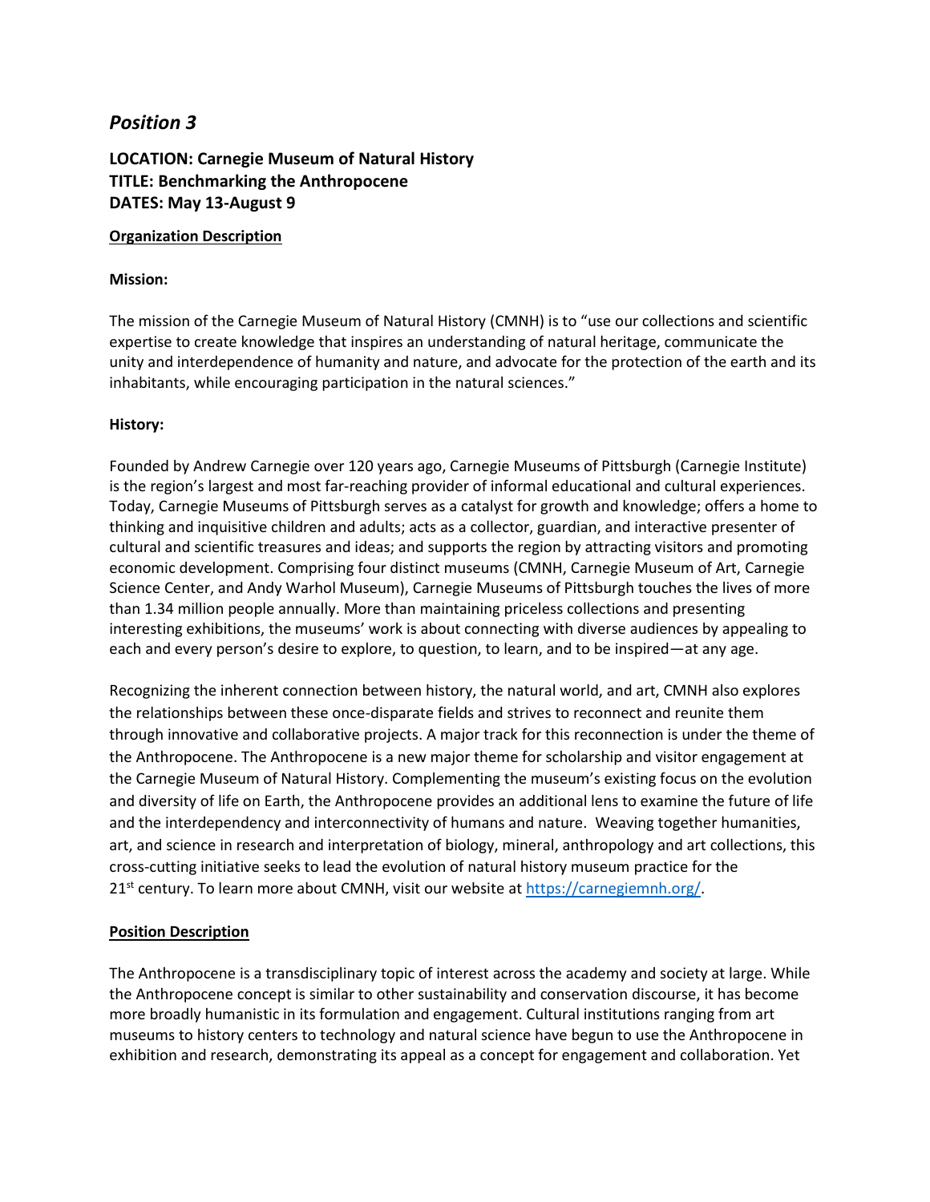## *Position 3*

**LOCATION: Carnegie Museum of Natural History**
**TITLE: Benchmarking the Anthropocene**
**DATES: May 13-August 9**

**Organization Description**

**Mission:**

The mission of the Carnegie Museum of Natural History (CMNH) is to "use our collections and scientific expertise to create knowledge that inspires an understanding of natural heritage, communicate the unity and interdependence of humanity and nature, and advocate for the protection of the earth and its inhabitants, while encouraging participation in the natural sciences."

**History:**

Founded by Andrew Carnegie over 120 years ago, Carnegie Museums of Pittsburgh (Carnegie Institute) is the region's largest and most far-reaching provider of informal educational and cultural experiences. Today, Carnegie Museums of Pittsburgh serves as a catalyst for growth and knowledge; offers a home to thinking and inquisitive children and adults; acts as a collector, guardian, and interactive presenter of cultural and scientific treasures and ideas; and supports the region by attracting visitors and promoting economic development. Comprising four distinct museums (CMNH, Carnegie Museum of Art, Carnegie Science Center, and Andy Warhol Museum), Carnegie Museums of Pittsburgh touches the lives of more than 1.34 million people annually. More than maintaining priceless collections and presenting interesting exhibitions, the museums' work is about connecting with diverse audiences by appealing to each and every person's desire to explore, to question, to learn, and to be inspired—at any age.

Recognizing the inherent connection between history, the natural world, and art, CMNH also explores the relationships between these once-disparate fields and strives to reconnect and reunite them through innovative and collaborative projects. A major track for this reconnection is under the theme of the Anthropocene. The Anthropocene is a new major theme for scholarship and visitor engagement at the Carnegie Museum of Natural History. Complementing the museum's existing focus on the evolution and diversity of life on Earth, the Anthropocene provides an additional lens to examine the future of life and the interdependency and interconnectivity of humans and nature. Weaving together humanities, art, and science in research and interpretation of biology, mineral, anthropology and art collections, this cross-cutting initiative seeks to lead the evolution of natural history museum practice for the 21st century. To learn more about CMNH, visit our website at https://carnegiemnh.org/.

**Position Description**

The Anthropocene is a transdisciplinary topic of interest across the academy and society at large. While the Anthropocene concept is similar to other sustainability and conservation discourse, it has become more broadly humanistic in its formulation and engagement. Cultural institutions ranging from art museums to history centers to technology and natural science have begun to use the Anthropocene in exhibition and research, demonstrating its appeal as a concept for engagement and collaboration. Yet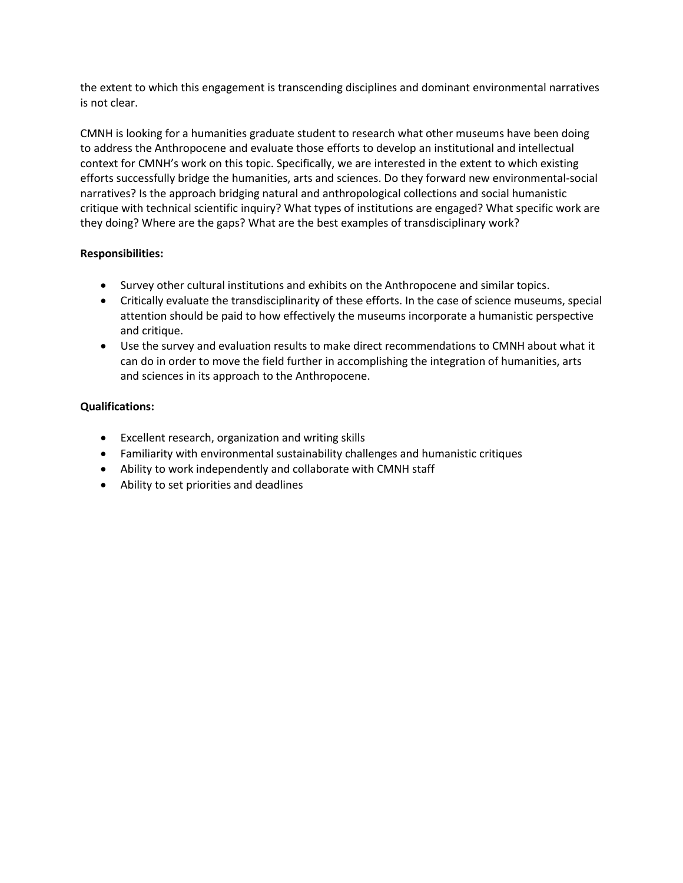the extent to which this engagement is transcending disciplines and dominant environmental narratives is not clear.

CMNH is looking for a humanities graduate student to research what other museums have been doing to address the Anthropocene and evaluate those efforts to develop an institutional and intellectual context for CMNH's work on this topic. Specifically, we are interested in the extent to which existing efforts successfully bridge the humanities, arts and sciences. Do they forward new environmental-social narratives? Is the approach bridging natural and anthropological collections and social humanistic critique with technical scientific inquiry? What types of institutions are engaged? What specific work are they doing? Where are the gaps? What are the best examples of transdisciplinary work?

**Responsibilities:**

- Survey other cultural institutions and exhibits on the Anthropocene and similar topics.
- Critically evaluate the transdisciplinarity of these efforts. In the case of science museums, special attention should be paid to how effectively the museums incorporate a humanistic perspective and critique.
- Use the survey and evaluation results to make direct recommendations to CMNH about what it can do in order to move the field further in accomplishing the integration of humanities, arts and sciences in its approach to the Anthropocene.

**Qualifications:**

- Excellent research, organization and writing skills
- Familiarity with environmental sustainability challenges and humanistic critiques
- Ability to work independently and collaborate with CMNH staff
- Ability to set priorities and deadlines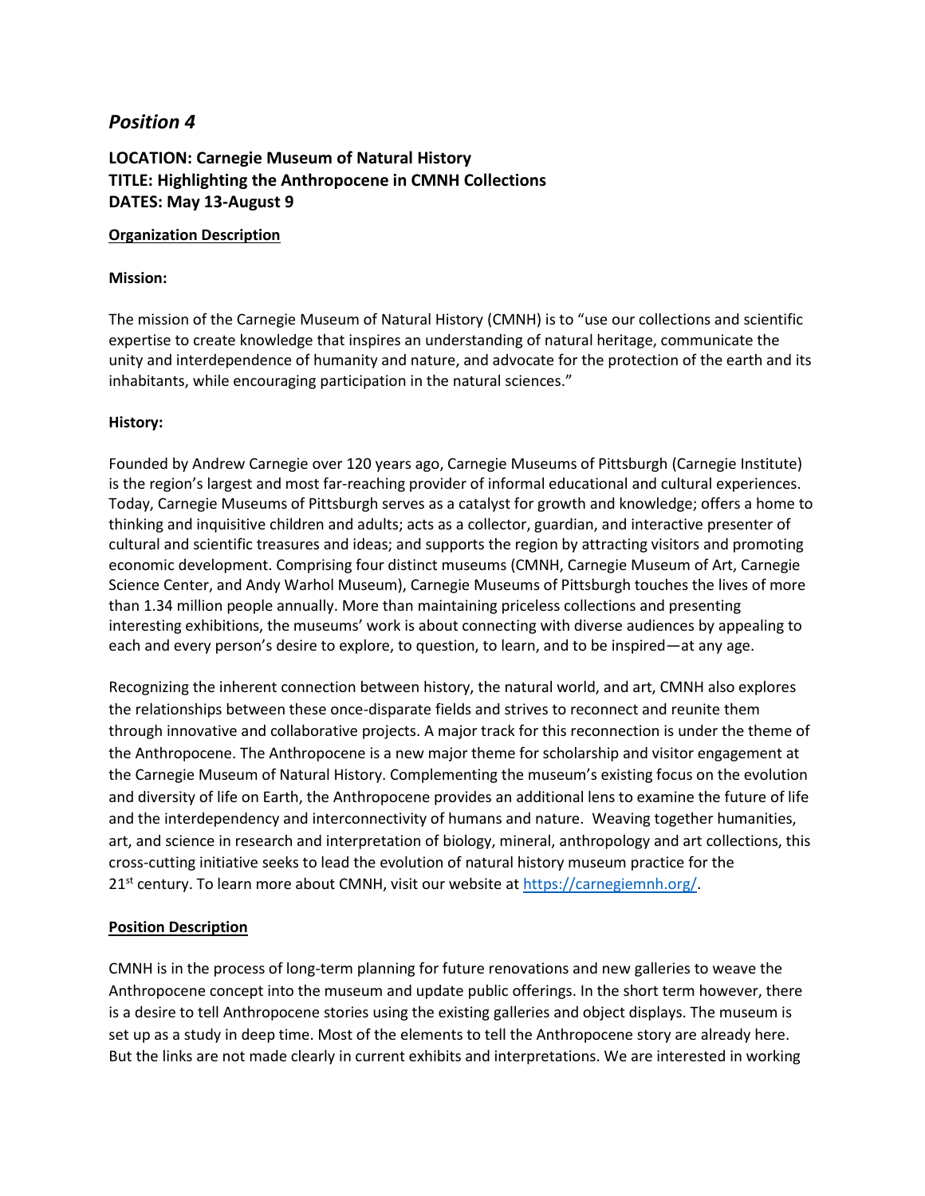## *Position 4*

### LOCATION: Carnegie Museum of Natural History
### TITLE: Highlighting the Anthropocene in CMNH Collections
### DATES: May 13-August 9

**Organization Description**

**Mission:**

The mission of the Carnegie Museum of Natural History (CMNH) is to "use our collections and scientific expertise to create knowledge that inspires an understanding of natural heritage, communicate the unity and interdependence of humanity and nature, and advocate for the protection of the earth and its inhabitants, while encouraging participation in the natural sciences."

**History:**

Founded by Andrew Carnegie over 120 years ago, Carnegie Museums of Pittsburgh (Carnegie Institute) is the region's largest and most far-reaching provider of informal educational and cultural experiences. Today, Carnegie Museums of Pittsburgh serves as a catalyst for growth and knowledge; offers a home to thinking and inquisitive children and adults; acts as a collector, guardian, and interactive presenter of cultural and scientific treasures and ideas; and supports the region by attracting visitors and promoting economic development. Comprising four distinct museums (CMNH, Carnegie Museum of Art, Carnegie Science Center, and Andy Warhol Museum), Carnegie Museums of Pittsburgh touches the lives of more than 1.34 million people annually. More than maintaining priceless collections and presenting interesting exhibitions, the museums' work is about connecting with diverse audiences by appealing to each and every person's desire to explore, to question, to learn, and to be inspired—at any age.

Recognizing the inherent connection between history, the natural world, and art, CMNH also explores the relationships between these once-disparate fields and strives to reconnect and reunite them through innovative and collaborative projects. A major track for this reconnection is under the theme of the Anthropocene. The Anthropocene is a new major theme for scholarship and visitor engagement at the Carnegie Museum of Natural History. Complementing the museum's existing focus on the evolution and diversity of life on Earth, the Anthropocene provides an additional lens to examine the future of life and the interdependency and interconnectivity of humans and nature. Weaving together humanities, art, and science in research and interpretation of biology, mineral, anthropology and art collections, this cross-cutting initiative seeks to lead the evolution of natural history museum practice for the 21st century. To learn more about CMNH, visit our website at [https://carnegiemnh.org/](https://carnegiemnh.org/).

**Position Description**

CMNH is in the process of long-term planning for future renovations and new galleries to weave the Anthropocene concept into the museum and update public offerings. In the short term however, there is a desire to tell Anthropocene stories using the existing galleries and object displays. The museum is set up as a study in deep time. Most of the elements to tell the Anthropocene story are already here. But the links are not made clearly in current exhibits and interpretations. We are interested in working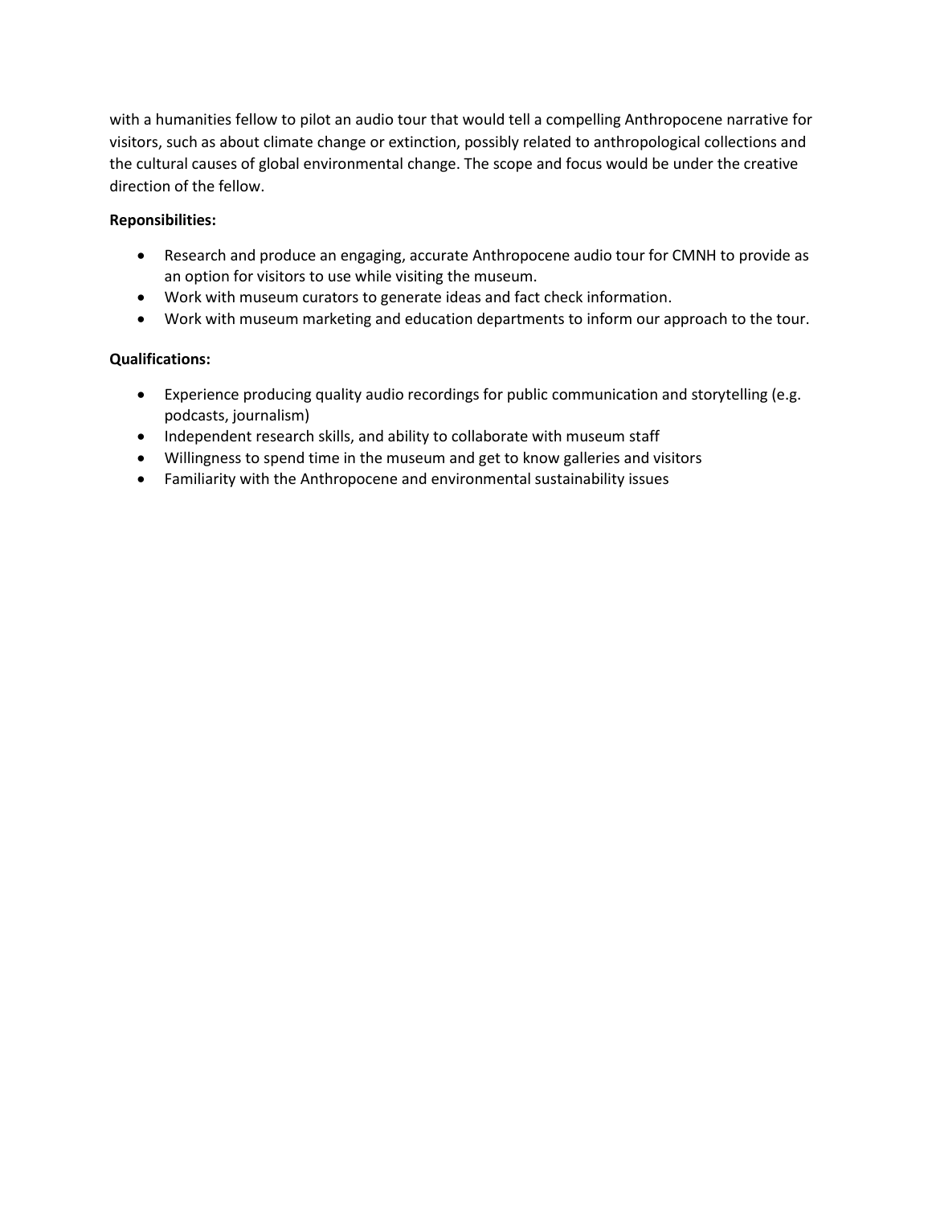with a humanities fellow to pilot an audio tour that would tell a compelling Anthropocene narrative for visitors, such as about climate change or extinction, possibly related to anthropological collections and the cultural causes of global environmental change. The scope and focus would be under the creative direction of the fellow.

**Reponsibilities:**

- Research and produce an engaging, accurate Anthropocene audio tour for CMNH to provide as an option for visitors to use while visiting the museum.
- Work with museum curators to generate ideas and fact check information.
- Work with museum marketing and education departments to inform our approach to the tour.

**Qualifications:**

- Experience producing quality audio recordings for public communication and storytelling (e.g. podcasts, journalism)
- Independent research skills, and ability to collaborate with museum staff
- Willingness to spend time in the museum and get to know galleries and visitors
- Familiarity with the Anthropocene and environmental sustainability issues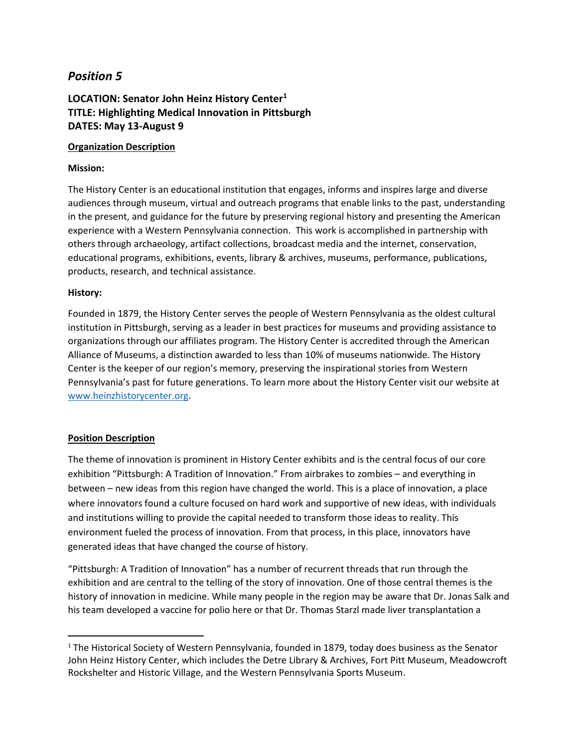## *Position 5*

**LOCATION: Senator John Heinz History Center[1]**
**TITLE: Highlighting Medical Innovation in Pittsburgh**
**DATES: May 13-August 9**

**Organization Description**

**Mission:**

The History Center is an educational institution that engages, informs and inspires large and diverse audiences through museum, virtual and outreach programs that enable links to the past, understanding in the present, and guidance for the future by preserving regional history and presenting the American experience with a Western Pennsylvania connection. This work is accomplished in partnership with others through archaeology, artifact collections, broadcast media and the internet, conservation, educational programs, exhibitions, events, library & archives, museums, performance, publications, products, research, and technical assistance.

**History:**

Founded in 1879, the History Center serves the people of Western Pennsylvania as the oldest cultural institution in Pittsburgh, serving as a leader in best practices for museums and providing assistance to organizations through our affiliates program. The History Center is accredited through the American Alliance of Museums, a distinction awarded to less than 10% of museums nationwide. The History Center is the keeper of our region's memory, preserving the inspirational stories from Western Pennsylvania's past for future generations. To learn more about the History Center visit our website at [www.heinzhistorycenter.org](http://www.heinzhistorycenter.org).

**Position Description**

The theme of innovation is prominent in History Center exhibits and is the central focus of our core exhibition "Pittsburgh: A Tradition of Innovation." From airbrakes to zombies – and everything in between – new ideas from this region have changed the world. This is a place of innovation, a place where innovators found a culture focused on hard work and supportive of new ideas, with individuals and institutions willing to provide the capital needed to transform those ideas to reality. This environment fueled the process of innovation. From that process, in this place, innovators have generated ideas that have changed the course of history.

"Pittsburgh: A Tradition of Innovation" has a number of recurrent threads that run through the exhibition and are central to the telling of the story of innovation. One of those central themes is the history of innovation in medicine. While many people in the region may be aware that Dr. Jonas Salk and his team developed a vaccine for polio here or that Dr. Thomas Starzl made liver transplantation a

[1] The Historical Society of Western Pennsylvania, founded in 1879, today does business as the Senator John Heinz History Center, which includes the Detre Library & Archives, Fort Pitt Museum, Meadowcroft Rockshelter and Historic Village, and the Western Pennsylvania Sports Museum.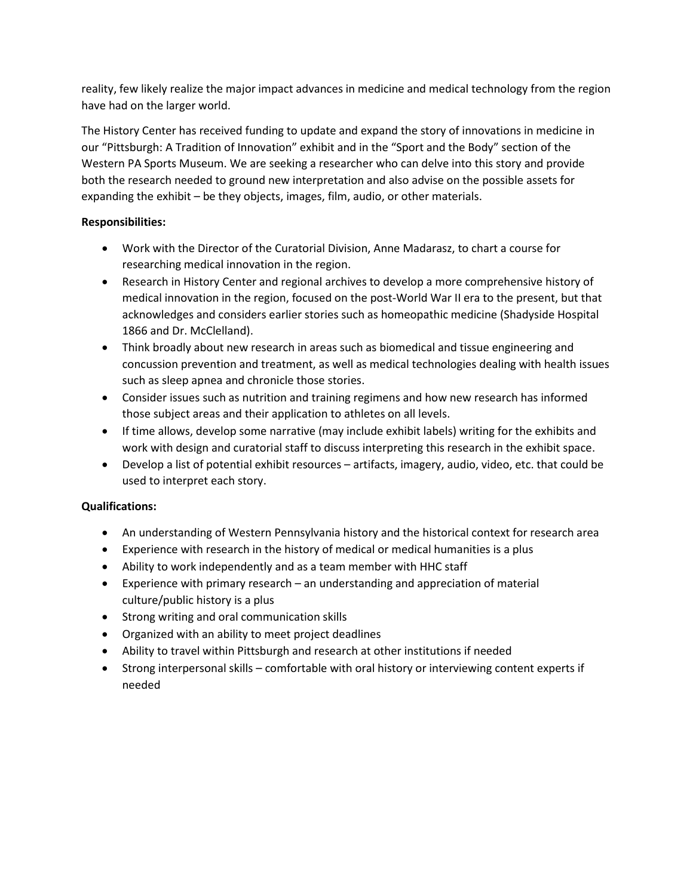reality, few likely realize the major impact advances in medicine and medical technology from the region have had on the larger world.

The History Center has received funding to update and expand the story of innovations in medicine in our "Pittsburgh: A Tradition of Innovation" exhibit and in the "Sport and the Body" section of the Western PA Sports Museum. We are seeking a researcher who can delve into this story and provide both the research needed to ground new interpretation and also advise on the possible assets for expanding the exhibit – be they objects, images, film, audio, or other materials.

**Responsibilities:**

- Work with the Director of the Curatorial Division, Anne Madarasz, to chart a course for researching medical innovation in the region.
- Research in History Center and regional archives to develop a more comprehensive history of medical innovation in the region, focused on the post-World War II era to the present, but that acknowledges and considers earlier stories such as homeopathic medicine (Shadyside Hospital 1866 and Dr. McClelland).
- Think broadly about new research in areas such as biomedical and tissue engineering and concussion prevention and treatment, as well as medical technologies dealing with health issues such as sleep apnea and chronicle those stories.
- Consider issues such as nutrition and training regimens and how new research has informed those subject areas and their application to athletes on all levels.
- If time allows, develop some narrative (may include exhibit labels) writing for the exhibits and work with design and curatorial staff to discuss interpreting this research in the exhibit space.
- Develop a list of potential exhibit resources – artifacts, imagery, audio, video, etc. that could be used to interpret each story.

**Qualifications:**

- An understanding of Western Pennsylvania history and the historical context for research area
- Experience with research in the history of medical or medical humanities is a plus
- Ability to work independently and as a team member with HHC staff
- Experience with primary research – an understanding and appreciation of material culture/public history is a plus
- Strong writing and oral communication skills
- Organized with an ability to meet project deadlines
- Ability to travel within Pittsburgh and research at other institutions if needed
- Strong interpersonal skills – comfortable with oral history or interviewing content experts if needed